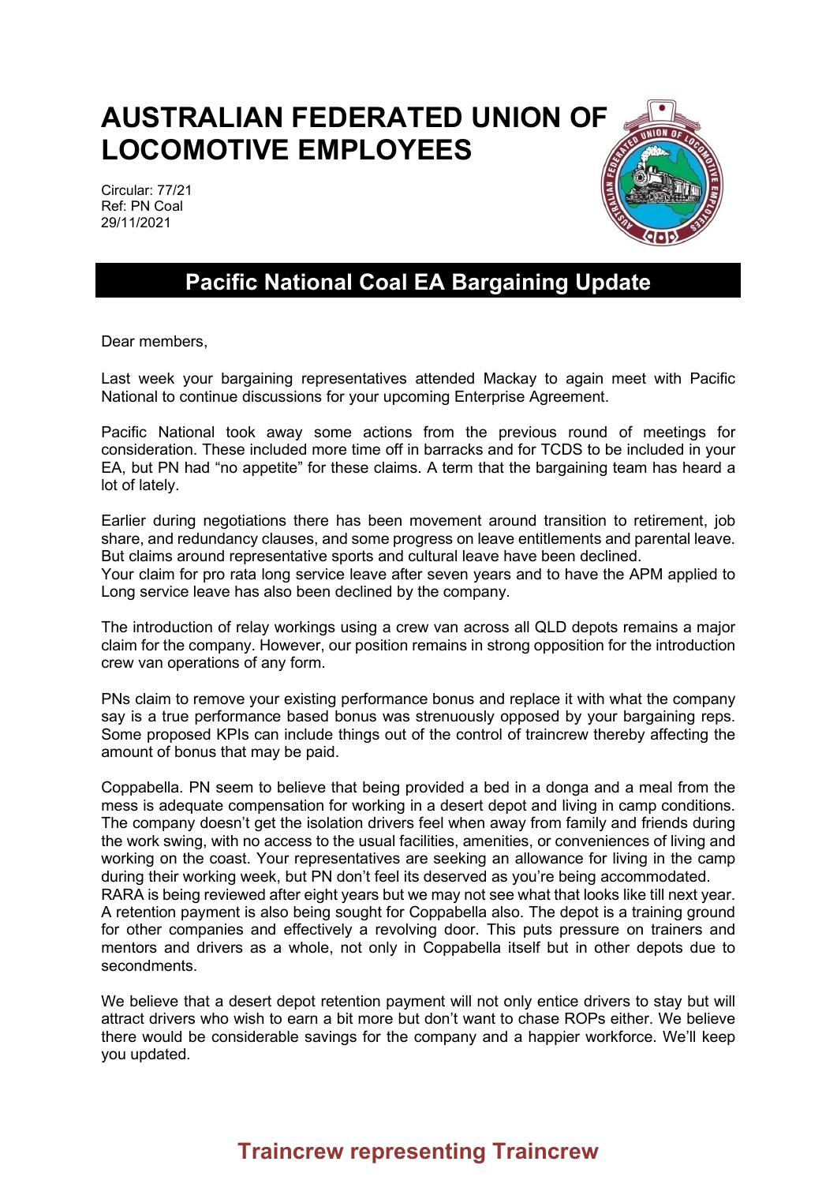# AUSTRALIAN FEDERATED UNION OF LOCOMOTIVE EMPLOYEES

Circular: 77/21
Ref: PN Coal
29/11/2021

## Pacific National Coal EA Bargaining Update

Dear members,

Last week your bargaining representatives attended Mackay to again meet with Pacific National to continue discussions for your upcoming Enterprise Agreement.

Pacific National took away some actions from the previous round of meetings for consideration. These included more time off in barracks and for TCDS to be included in your EA, but PN had "no appetite" for these claims. A term that the bargaining team has heard a lot of lately.

Earlier during negotiations there has been movement around transition to retirement, job share, and redundancy clauses, and some progress on leave entitlements and parental leave. But claims around representative sports and cultural leave have been declined.
Your claim for pro rata long service leave after seven years and to have the APM applied to Long service leave has also been declined by the company.

The introduction of relay workings using a crew van across all QLD depots remains a major claim for the company. However, our position remains in strong opposition for the introduction crew van operations of any form.

PNs claim to remove your existing performance bonus and replace it with what the company say is a true performance based bonus was strenuously opposed by your bargaining reps. Some proposed KPIs can include things out of the control of traincrew thereby affecting the amount of bonus that may be paid.

Coppabella. PN seem to believe that being provided a bed in a donga and a meal from the mess is adequate compensation for working in a desert depot and living in camp conditions. The company doesn't get the isolation drivers feel when away from family and friends during the work swing, with no access to the usual facilities, amenities, or conveniences of living and working on the coast. Your representatives are seeking an allowance for living in the camp during their working week, but PN don't feel its deserved as you're being accommodated.
RARA is being reviewed after eight years but we may not see what that looks like till next year. A retention payment is also being sought for Coppabella also. The depot is a training ground for other companies and effectively a revolving door. This puts pressure on trainers and mentors and drivers as a whole, not only in Coppabella itself but in other depots due to secondments.

We believe that a desert depot retention payment will not only entice drivers to stay but will attract drivers who wish to earn a bit more but don't want to chase ROPs either. We believe there would be considerable savings for the company and a happier workforce. We'll keep you updated.

**Traincrew representing Traincrew**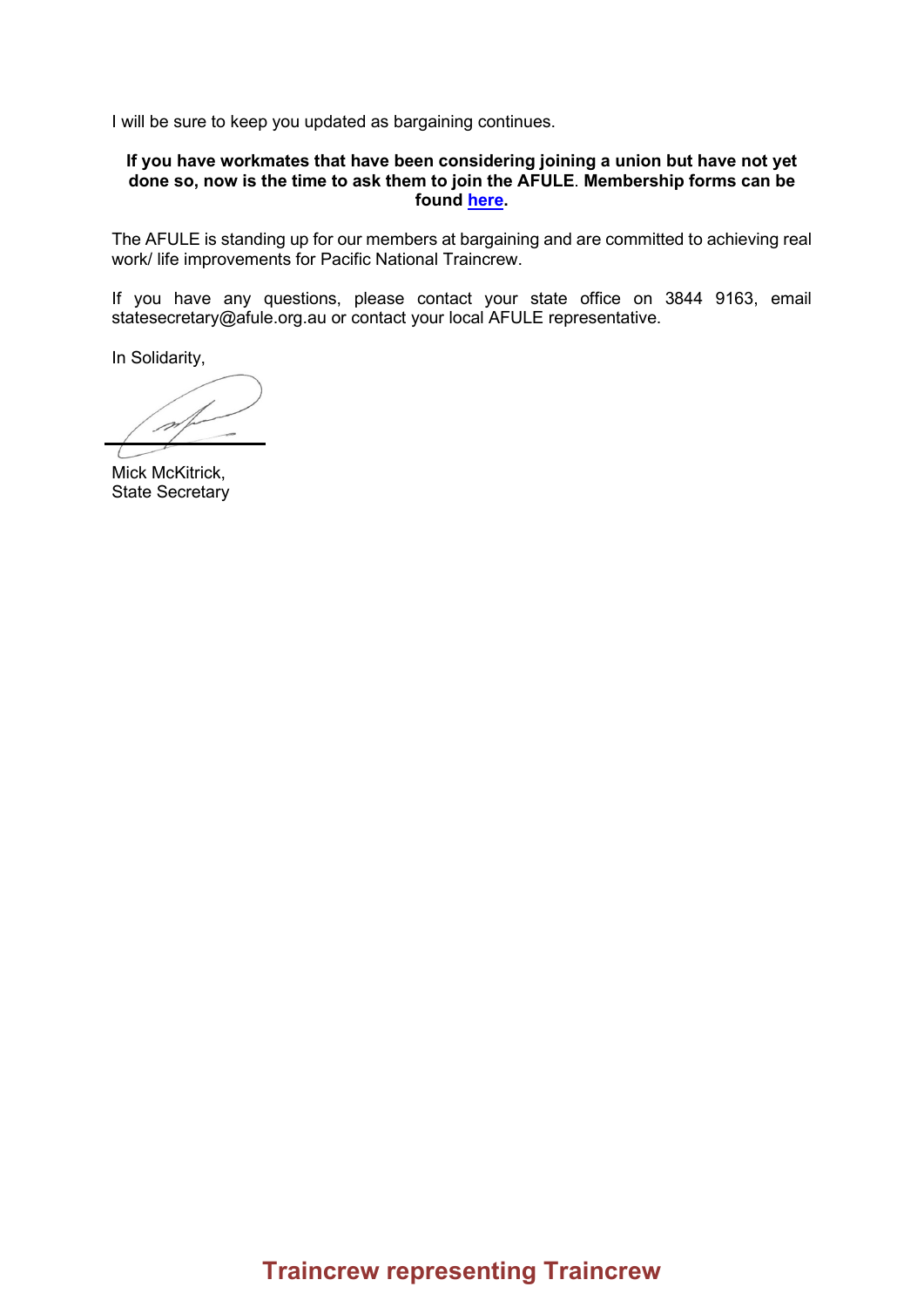I will be sure to keep you updated as bargaining continues.

**If you have workmates that have been considering joining a union but have not yet done so, now is the time to ask them to join the AFULE. Membership forms can be found here.**

The AFULE is standing up for our members at bargaining and are committed to achieving real work/ life improvements for Pacific National Traincrew.

If you have any questions, please contact your state office on 3844 9163, email statesecretary@afule.org.au or contact your local AFULE representative.

In Solidarity,

Mick McKitrick,
State Secretary

**Traincrew representing Traincrew**